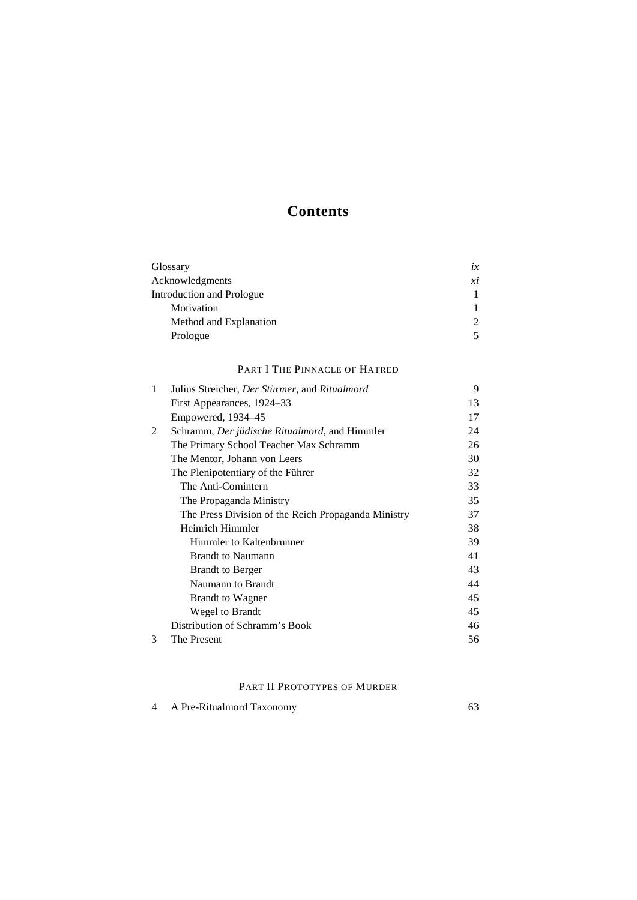# Contents

| | | |
|---|---|---|
| Glossary | | *ix* |
| Acknowledgments | | *xi* |
| Introduction and Prologue | | 1 |
| | Motivation | 1 |
| | Method and Explanation | 2 |
| | Prologue | 5 |

## Part I The Pinnacle of Hatred

| | | |
|---|---|---|
| 1 | Julius Streicher, *Der Stürmer*, and *Ritualmord* | 9 |
| | First Appearances, 1924–33 | 13 |
| | Empowered, 1934–45 | 17 |
| 2 | Schramm, *Der jüdische Ritualmord*, and Himmler | 24 |
| | The Primary School Teacher Max Schramm | 26 |
| | The Mentor, Johann von Leers | 30 |
| | The Plenipotentiary of the Führer | 32 |
| | The Anti-Comintern | 33 |
| | The Propaganda Ministry | 35 |
| | The Press Division of the Reich Propaganda Ministry | 37 |
| | Heinrich Himmler | 38 |
| | Himmler to Kaltenbrunner | 39 |
| | Brandt to Naumann | 41 |
| | Brandt to Berger | 43 |
| | Naumann to Brandt | 44 |
| | Brandt to Wagner | 45 |
| | Wegel to Brandt | 45 |
| | Distribution of Schramm's Book | 46 |
| 3 | The Present | 56 |

## Part II Prototypes of Murder

| | | |
|---|---|---|
| 4 | A Pre-Ritualmord Taxonomy | 63 |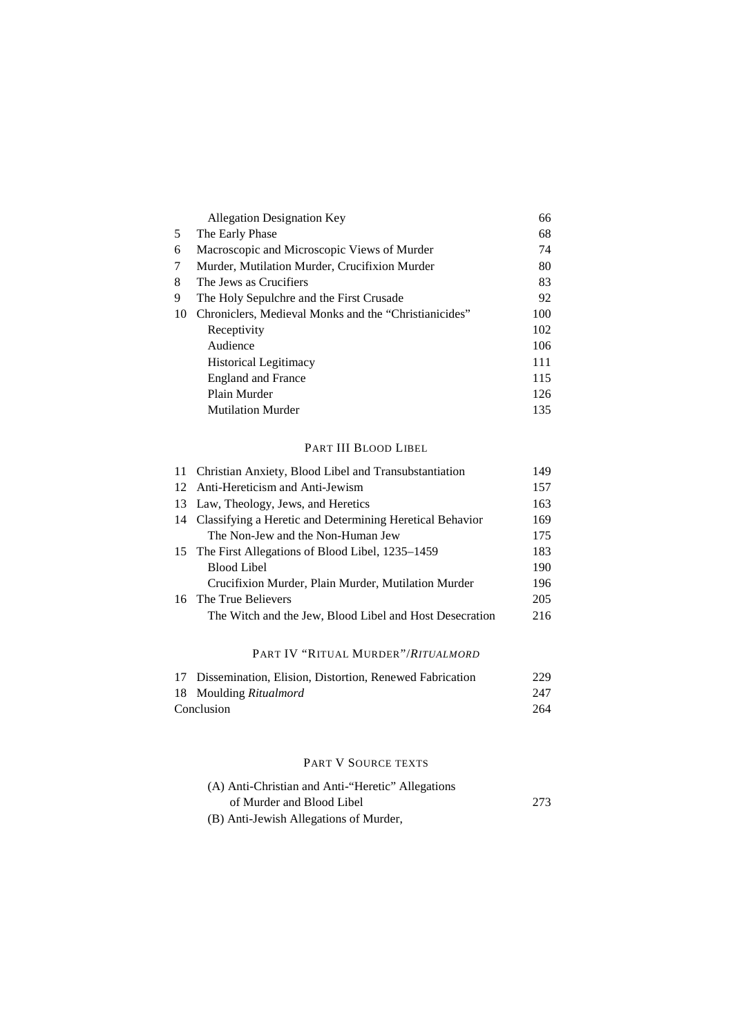| | | |
|---|---|---|
| | Allegation Designation Key | 66 |
| 5 | The Early Phase | 68 |
| 6 | Macroscopic and Microscopic Views of Murder | 74 |
| 7 | Murder, Mutilation Murder, Crucifixion Murder | 80 |
| 8 | The Jews as Crucifiers | 83 |
| 9 | The Holy Sepulchre and the First Crusade | 92 |
| 10 | Chroniclers, Medieval Monks and the "Christianicides" | 100 |
| | Receptivity | 102 |
| | Audience | 106 |
| | Historical Legitimacy | 111 |
| | England and France | 115 |
| | Plain Murder | 126 |
| | Mutilation Murder | 135 |

## PART III BLOOD LIBEL

| | | |
|---|---|---|
| 11 | Christian Anxiety, Blood Libel and Transubstantiation | 149 |
| 12 | Anti-Hereticism and Anti-Jewism | 157 |
| 13 | Law, Theology, Jews, and Heretics | 163 |
| 14 | Classifying a Heretic and Determining Heretical Behavior | 169 |
| | The Non-Jew and the Non-Human Jew | 175 |
| 15 | The First Allegations of Blood Libel, 1235–1459 | 183 |
| | Blood Libel | 190 |
| | Crucifixion Murder, Plain Murder, Mutilation Murder | 196 |
| 16 | The True Believers | 205 |
| | The Witch and the Jew, Blood Libel and Host Desecration | 216 |

## PART IV "RITUAL MURDER"/*RITUALMORD*

| | | |
|---|---|---|
| 17 | Dissemination, Elision, Distortion, Renewed Fabrication | 229 |
| 18 | Moulding *Ritualmord* | 247 |
| | Conclusion | 264 |

## PART V SOURCE TEXTS

| | |
|---|---|
| (A) Anti-Christian and Anti-"Heretic" Allegations of Murder and Blood Libel | 273 |
| (B) Anti-Jewish Allegations of Murder, | |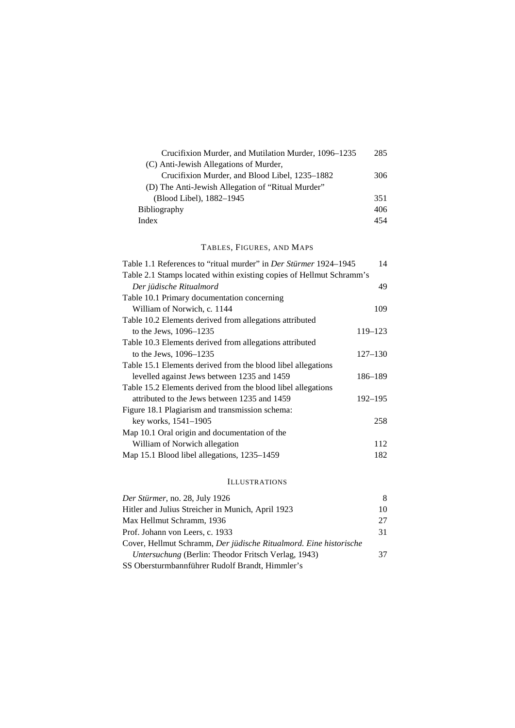Crucifixion Murder, and Mutilation Murder, 1096–1235 285

(C) Anti-Jewish Allegations of Murder, Crucifixion Murder, and Blood Libel, 1235–1882 306

(D) The Anti-Jewish Allegation of "Ritual Murder" (Blood Libel), 1882–1945 351

Bibliography 406

Index 454

## TABLES, FIGURES, AND MAPS

Table 1.1 References to "ritual murder" in *Der Stürmer* 1924–1945 14

Table 2.1 Stamps located within existing copies of Hellmut Schramm's *Der jüdische Ritualmord* 49

Table 10.1 Primary documentation concerning William of Norwich, c. 1144 109

Table 10.2 Elements derived from allegations attributed to the Jews, 1096–1235 119–123

Table 10.3 Elements derived from allegations attributed to the Jews, 1096–1235 127–130

Table 15.1 Elements derived from the blood libel allegations levelled against Jews between 1235 and 1459 186–189

Table 15.2 Elements derived from the blood libel allegations attributed to the Jews between 1235 and 1459 192–195

Figure 18.1 Plagiarism and transmission schema: key works, 1541–1905 258

Map 10.1 Oral origin and documentation of the William of Norwich allegation 112

Map 15.1 Blood libel allegations, 1235–1459 182

## ILLUSTRATIONS

*Der Stürmer*, no. 28, July 1926 8

Hitler and Julius Streicher in Munich, April 1923 10

Max Hellmut Schramm, 1936 27

Prof. Johann von Leers, c. 1933 31

Cover, Hellmut Schramm, *Der jüdische Ritualmord. Eine historische Untersuchung* (Berlin: Theodor Fritsch Verlag, 1943) 37

SS Obersturmbannführer Rudolf Brandt, Himmler's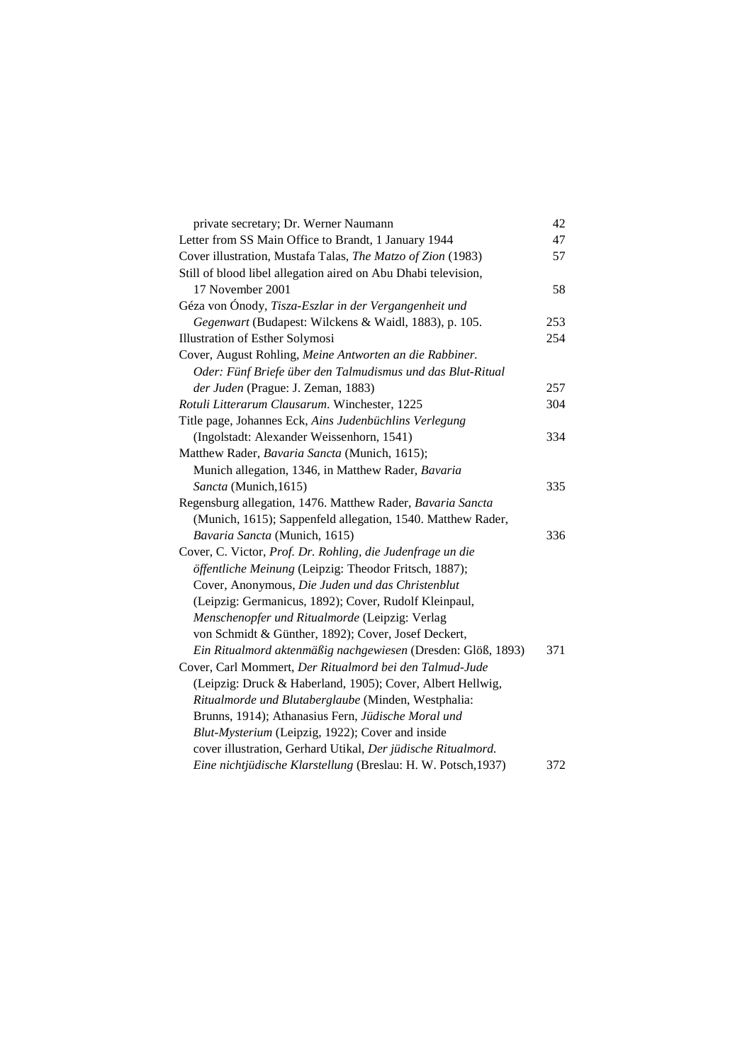| | |
|---|---|
| private secretary; Dr. Werner Naumann | 42 |
| Letter from SS Main Office to Brandt, 1 January 1944 | 47 |
| Cover illustration, Mustafa Talas, *The Matzo of Zion* (1983) | 57 |
| Still of blood libel allegation aired on Abu Dhabi television, 17 November 2001 | 58 |
| Géza von Ónody, *Tisza-Eszlar in der Vergangenheit und Gegenwart* (Budapest: Wilckens & Waidl, 1883), p. 105. | 253 |
| Illustration of Esther Solymosi | 254 |
| Cover, August Rohling, *Meine Antworten an die Rabbiner. Oder: Fünf Briefe über den Talmudismus und das Blut-Ritual der Juden* (Prague: J. Zeman, 1883) | 257 |
| *Rotuli Litterarum Clausarum*. Winchester, 1225 | 304 |
| Title page, Johannes Eck, *Ains Judenbüchlins Verlegung* (Ingolstadt: Alexander Weissenhorn, 1541) | 334 |
| Matthew Rader, *Bavaria Sancta* (Munich, 1615); Munich allegation, 1346, in Matthew Rader, *Bavaria Sancta* (Munich,1615) | 335 |
| Regensburg allegation, 1476. Matthew Rader, *Bavaria Sancta* (Munich, 1615); Sappenfeld allegation, 1540. Matthew Rader, *Bavaria Sancta* (Munich, 1615) | 336 |
| Cover, C. Victor, *Prof. Dr. Rohling, die Judenfrage un die öffentliche Meinung* (Leipzig: Theodor Fritsch, 1887); Cover, Anonymous, *Die Juden und das Christenblut* (Leipzig: Germanicus, 1892); Cover, Rudolf Kleinpaul, *Menschenopfer und Ritualmorde* (Leipzig: Verlag von Schmidt & Günther, 1892); Cover, Josef Deckert, *Ein Ritualmord aktenmäßig nachgewiesen* (Dresden: Glöß, 1893) | 371 |
| Cover, Carl Mommert, *Der Ritualmord bei den Talmud-Jude* (Leipzig: Druck & Haberland, 1905); Cover, Albert Hellwig, *Ritualmorde und Blutaberglaube* (Minden, Westphalia: Brunns, 1914); Athanasius Fern, *Jüdische Moral und Blut-Mysterium* (Leipzig, 1922); Cover and inside cover illustration, Gerhard Utikal, *Der jüdische Ritualmord. Eine nichtjüdische Klarstellung* (Breslau: H. W. Potsch,1937) | 372 |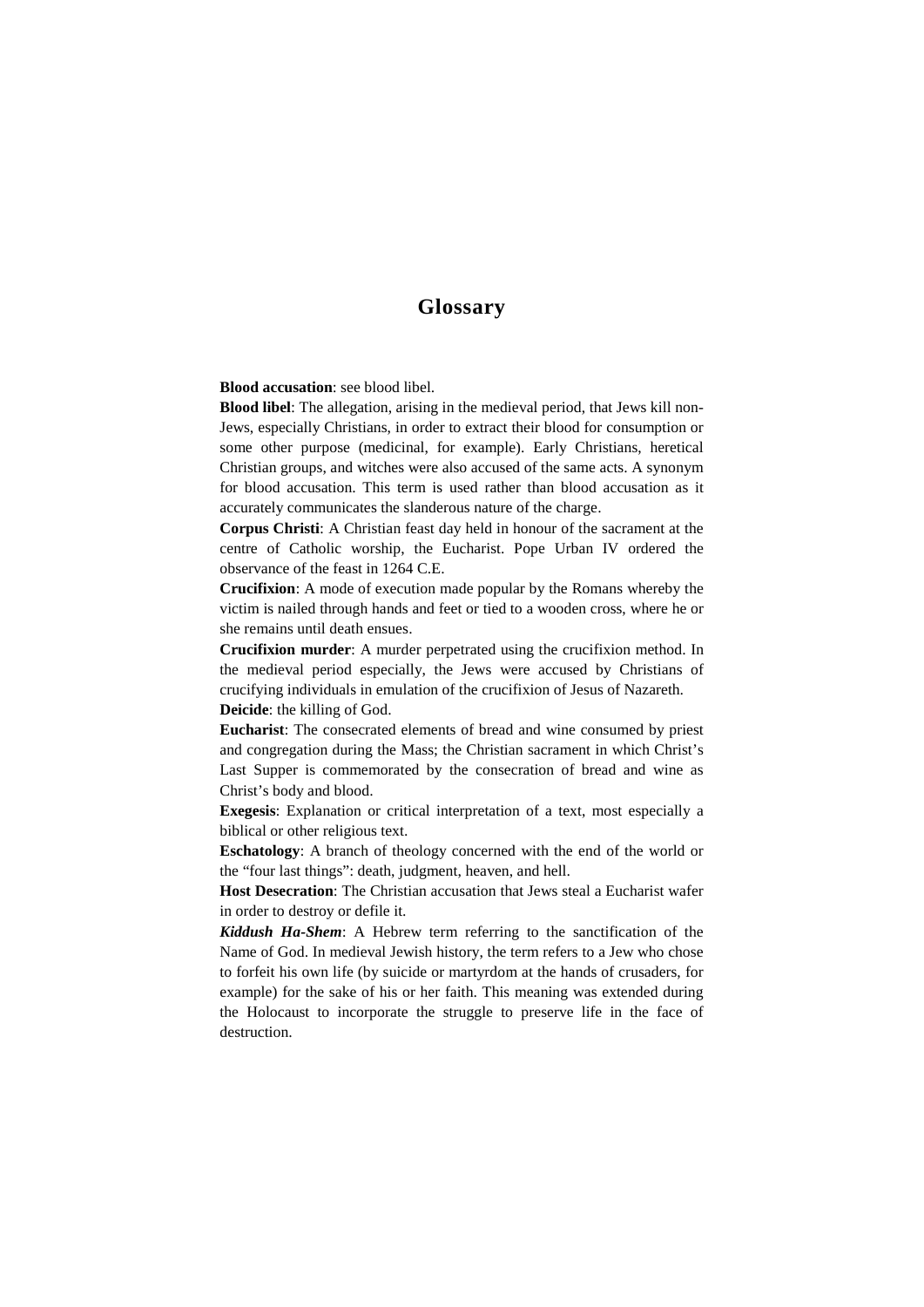# Glossary

**Blood accusation**: see blood libel.

**Blood libel**: The allegation, arising in the medieval period, that Jews kill non-Jews, especially Christians, in order to extract their blood for consumption or some other purpose (medicinal, for example). Early Christians, heretical Christian groups, and witches were also accused of the same acts. A synonym for blood accusation. This term is used rather than blood accusation as it accurately communicates the slanderous nature of the charge.

**Corpus Christi**: A Christian feast day held in honour of the sacrament at the centre of Catholic worship, the Eucharist. Pope Urban IV ordered the observance of the feast in 1264 C.E.

**Crucifixion**: A mode of execution made popular by the Romans whereby the victim is nailed through hands and feet or tied to a wooden cross, where he or she remains until death ensues.

**Crucifixion murder**: A murder perpetrated using the crucifixion method. In the medieval period especially, the Jews were accused by Christians of crucifying individuals in emulation of the crucifixion of Jesus of Nazareth.

**Deicide**: the killing of God.

**Eucharist**: The consecrated elements of bread and wine consumed by priest and congregation during the Mass; the Christian sacrament in which Christ's Last Supper is commemorated by the consecration of bread and wine as Christ's body and blood.

**Exegesis**: Explanation or critical interpretation of a text, most especially a biblical or other religious text.

**Eschatology**: A branch of theology concerned with the end of the world or the "four last things": death, judgment, heaven, and hell.

**Host Desecration**: The Christian accusation that Jews steal a Eucharist wafer in order to destroy or defile it.

***Kiddush Ha-Shem***: A Hebrew term referring to the sanctification of the Name of God. In medieval Jewish history, the term refers to a Jew who chose to forfeit his own life (by suicide or martyrdom at the hands of crusaders, for example) for the sake of his or her faith. This meaning was extended during the Holocaust to incorporate the struggle to preserve life in the face of destruction.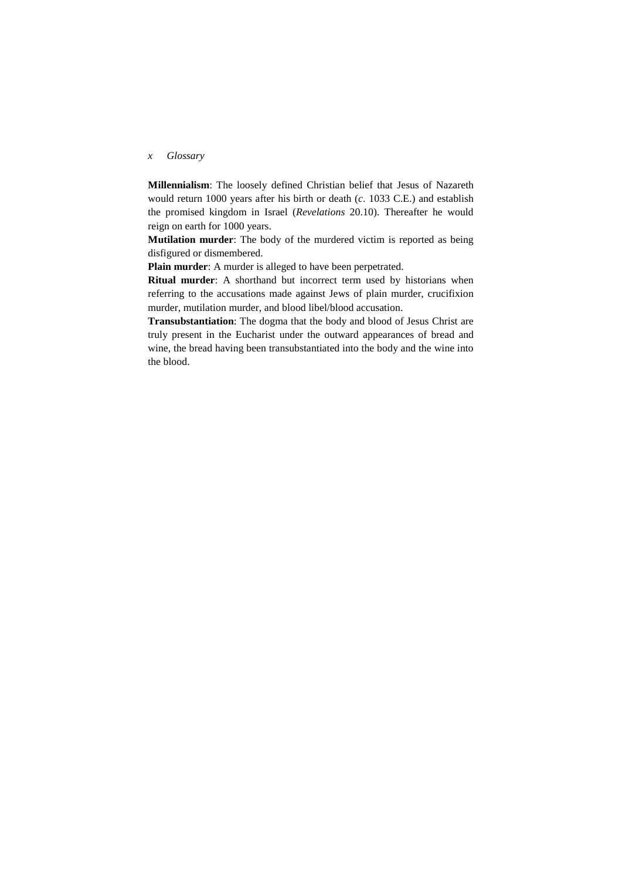**Millennialism**: The loosely defined Christian belief that Jesus of Nazareth would return 1000 years after his birth or death (*c*. 1033 C.E.) and establish the promised kingdom in Israel (*Revelations* 20.10). Thereafter he would reign on earth for 1000 years.

**Mutilation murder**: The body of the murdered victim is reported as being disfigured or dismembered.

**Plain murder**: A murder is alleged to have been perpetrated.

**Ritual murder**: A shorthand but incorrect term used by historians when referring to the accusations made against Jews of plain murder, crucifixion murder, mutilation murder, and blood libel/blood accusation.

**Transubstantiation**: The dogma that the body and blood of Jesus Christ are truly present in the Eucharist under the outward appearances of bread and wine, the bread having been transubstantiated into the body and the wine into the blood.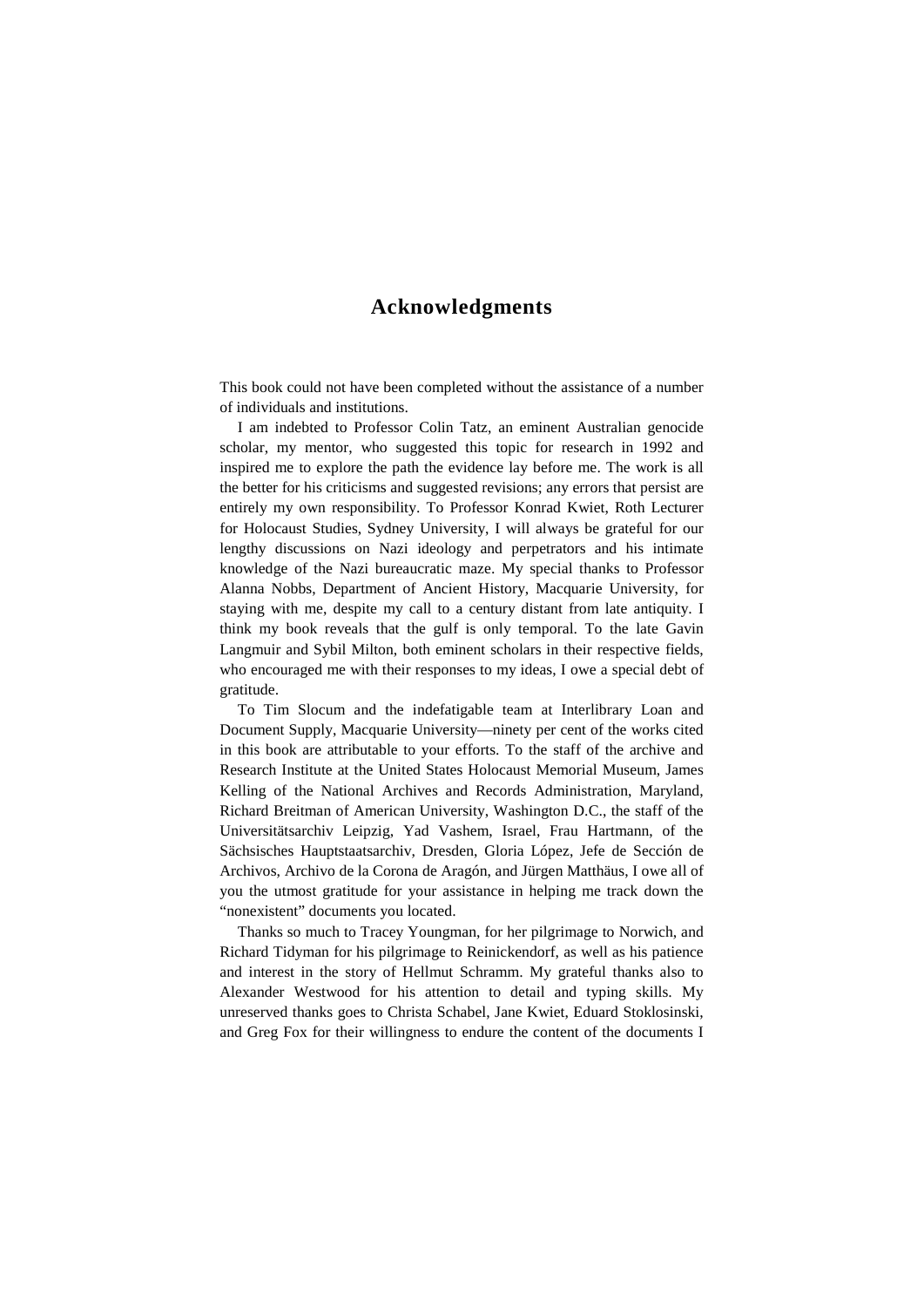# Acknowledgments

This book could not have been completed without the assistance of a number of individuals and institutions.

I am indebted to Professor Colin Tatz, an eminent Australian genocide scholar, my mentor, who suggested this topic for research in 1992 and inspired me to explore the path the evidence lay before me. The work is all the better for his criticisms and suggested revisions; any errors that persist are entirely my own responsibility. To Professor Konrad Kwiet, Roth Lecturer for Holocaust Studies, Sydney University, I will always be grateful for our lengthy discussions on Nazi ideology and perpetrators and his intimate knowledge of the Nazi bureaucratic maze. My special thanks to Professor Alanna Nobbs, Department of Ancient History, Macquarie University, for staying with me, despite my call to a century distant from late antiquity. I think my book reveals that the gulf is only temporal. To the late Gavin Langmuir and Sybil Milton, both eminent scholars in their respective fields, who encouraged me with their responses to my ideas, I owe a special debt of gratitude.

To Tim Slocum and the indefatigable team at Interlibrary Loan and Document Supply, Macquarie University—ninety per cent of the works cited in this book are attributable to your efforts. To the staff of the archive and Research Institute at the United States Holocaust Memorial Museum, James Kelling of the National Archives and Records Administration, Maryland, Richard Breitman of American University, Washington D.C., the staff of the Universitätsarchiv Leipzig, Yad Vashem, Israel, Frau Hartmann, of the Sächsisches Hauptstaatsarchiv, Dresden, Gloria López, Jefe de Sección de Archivos, Archivo de la Corona de Aragón, and Jürgen Matthäus, I owe all of you the utmost gratitude for your assistance in helping me track down the "nonexistent" documents you located.

Thanks so much to Tracey Youngman, for her pilgrimage to Norwich, and Richard Tidyman for his pilgrimage to Reinickendorf, as well as his patience and interest in the story of Hellmut Schramm. My grateful thanks also to Alexander Westwood for his attention to detail and typing skills. My unreserved thanks goes to Christa Schabel, Jane Kwiet, Eduard Stoklosinski, and Greg Fox for their willingness to endure the content of the documents I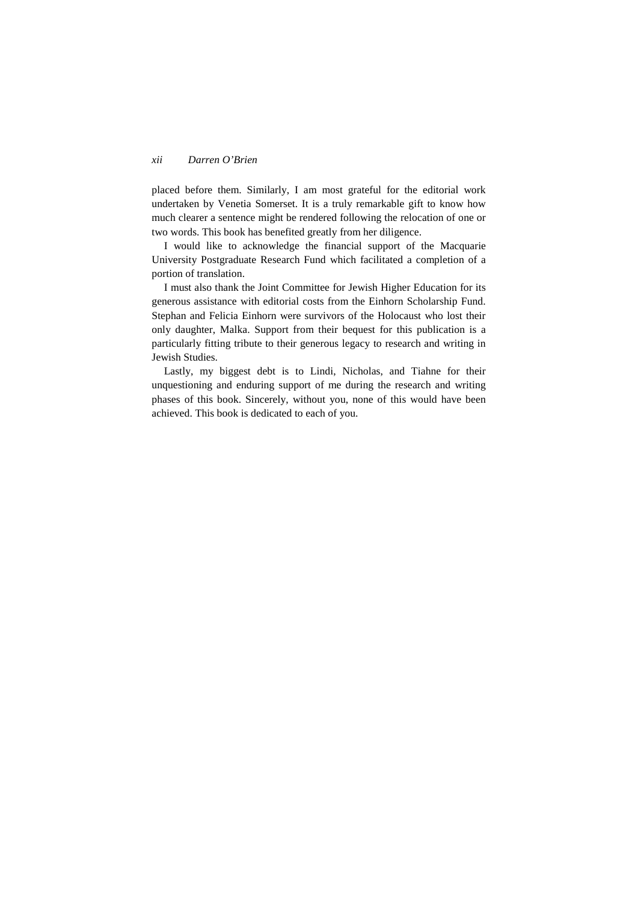placed before them. Similarly, I am most grateful for the editorial work undertaken by Venetia Somerset. It is a truly remarkable gift to know how much clearer a sentence might be rendered following the relocation of one or two words. This book has benefited greatly from her diligence.

I would like to acknowledge the financial support of the Macquarie University Postgraduate Research Fund which facilitated a completion of a portion of translation.

I must also thank the Joint Committee for Jewish Higher Education for its generous assistance with editorial costs from the Einhorn Scholarship Fund. Stephan and Felicia Einhorn were survivors of the Holocaust who lost their only daughter, Malka. Support from their bequest for this publication is a particularly fitting tribute to their generous legacy to research and writing in Jewish Studies.

Lastly, my biggest debt is to Lindi, Nicholas, and Tiahne for their unquestioning and enduring support of me during the research and writing phases of this book. Sincerely, without you, none of this would have been achieved. This book is dedicated to each of you.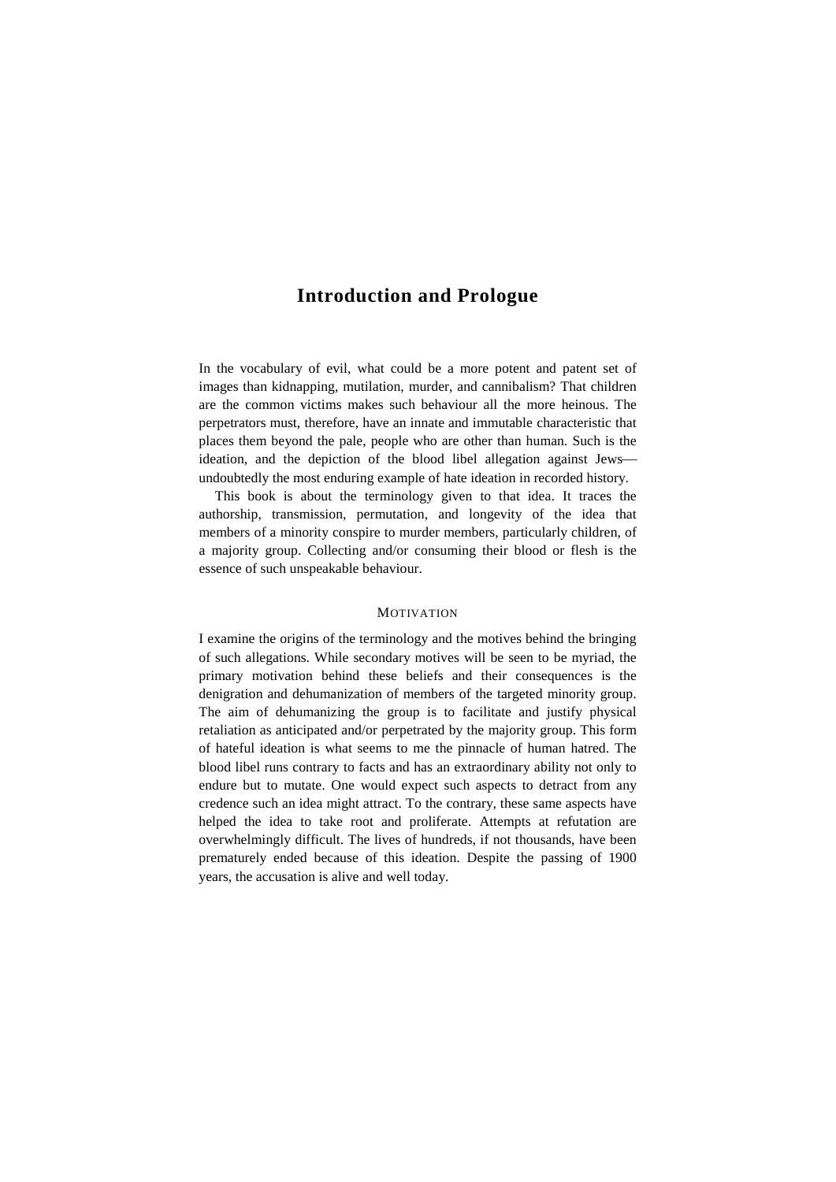# Introduction and Prologue

In the vocabulary of evil, what could be a more potent and patent set of images than kidnapping, mutilation, murder, and cannibalism? That children are the common victims makes such behaviour all the more heinous. The perpetrators must, therefore, have an innate and immutable characteristic that places them beyond the pale, people who are other than human. Such is the ideation, and the depiction of the blood libel allegation against Jews—undoubtedly the most enduring example of hate ideation in recorded history.

This book is about the terminology given to that idea. It traces the authorship, transmission, permutation, and longevity of the idea that members of a minority conspire to murder members, particularly children, of a majority group. Collecting and/or consuming their blood or flesh is the essence of such unspeakable behaviour.

## Motivation

I examine the origins of the terminology and the motives behind the bringing of such allegations. While secondary motives will be seen to be myriad, the primary motivation behind these beliefs and their consequences is the denigration and dehumanization of members of the targeted minority group. The aim of dehumanizing the group is to facilitate and justify physical retaliation as anticipated and/or perpetrated by the majority group. This form of hateful ideation is what seems to me the pinnacle of human hatred. The blood libel runs contrary to facts and has an extraordinary ability not only to endure but to mutate. One would expect such aspects to detract from any credence such an idea might attract. To the contrary, these same aspects have helped the idea to take root and proliferate. Attempts at refutation are overwhelmingly difficult. The lives of hundreds, if not thousands, have been prematurely ended because of this ideation. Despite the passing of 1900 years, the accusation is alive and well today.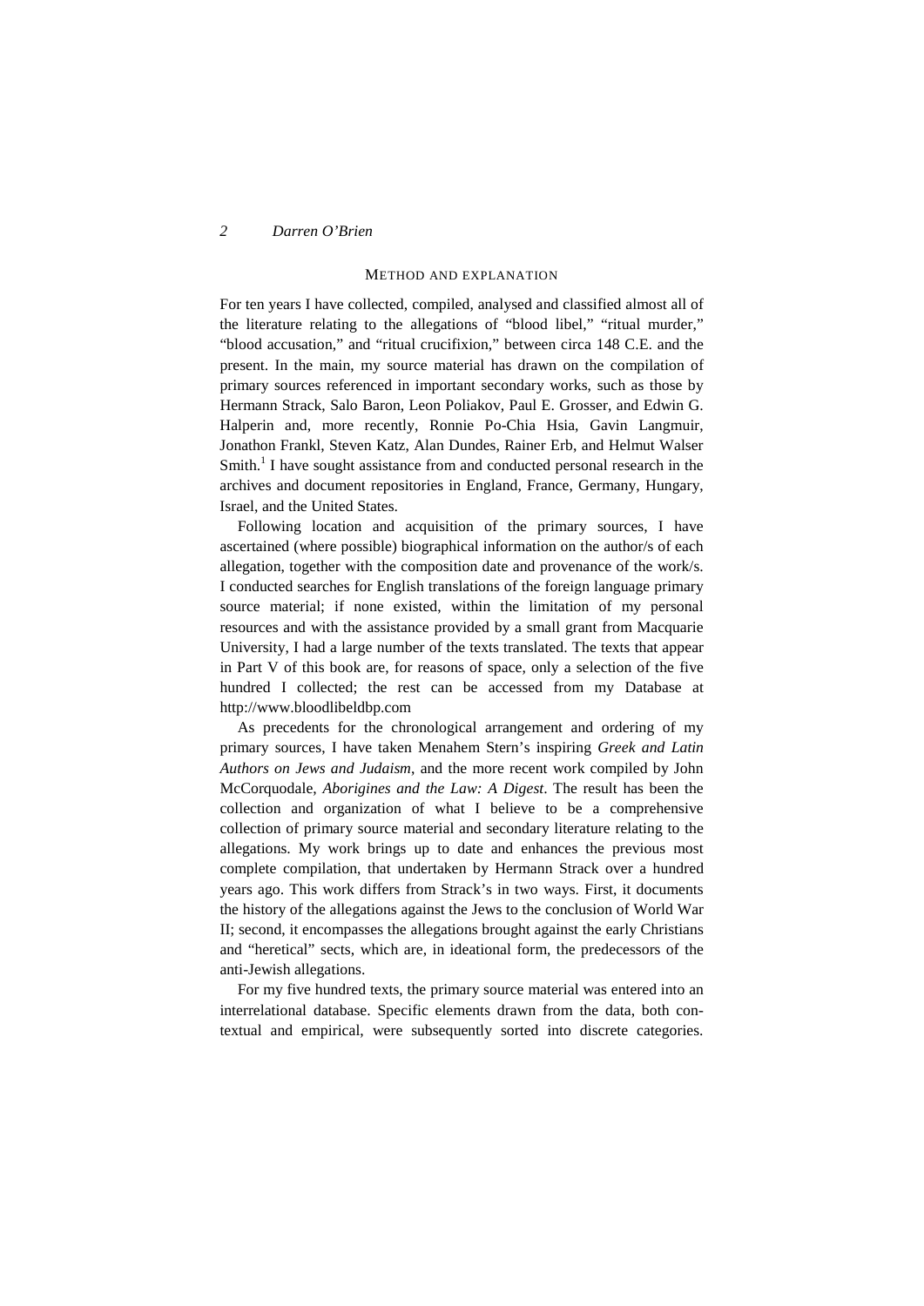## METHOD AND EXPLANATION

For ten years I have collected, compiled, analysed and classified almost all of the literature relating to the allegations of "blood libel," "ritual murder," "blood accusation," and "ritual crucifixion," between circa 148 C.E. and the present. In the main, my source material has drawn on the compilation of primary sources referenced in important secondary works, such as those by Hermann Strack, Salo Baron, Leon Poliakov, Paul E. Grosser, and Edwin G. Halperin and, more recently, Ronnie Po-Chia Hsia, Gavin Langmuir, Jonathon Frankl, Steven Katz, Alan Dundes, Rainer Erb, and Helmut Walser Smith.[1] I have sought assistance from and conducted personal research in the archives and document repositories in England, France, Germany, Hungary, Israel, and the United States.

Following location and acquisition of the primary sources, I have ascertained (where possible) biographical information on the author/s of each allegation, together with the composition date and provenance of the work/s. I conducted searches for English translations of the foreign language primary source material; if none existed, within the limitation of my personal resources and with the assistance provided by a small grant from Macquarie University, I had a large number of the texts translated. The texts that appear in Part V of this book are, for reasons of space, only a selection of the five hundred I collected; the rest can be accessed from my Database at http://www.bloodlibeldbp.com

As precedents for the chronological arrangement and ordering of my primary sources, I have taken Menahem Stern's inspiring *Greek and Latin Authors on Jews and Judaism*, and the more recent work compiled by John McCorquodale, *Aborigines and the Law: A Digest*. The result has been the collection and organization of what I believe to be a comprehensive collection of primary source material and secondary literature relating to the allegations. My work brings up to date and enhances the previous most complete compilation, that undertaken by Hermann Strack over a hundred years ago. This work differs from Strack's in two ways. First, it documents the history of the allegations against the Jews to the conclusion of World War II; second, it encompasses the allegations brought against the early Christians and "heretical" sects, which are, in ideational form, the predecessors of the anti-Jewish allegations.

For my five hundred texts, the primary source material was entered into an interrelational database. Specific elements drawn from the data, both contextual and empirical, were subsequently sorted into discrete categories.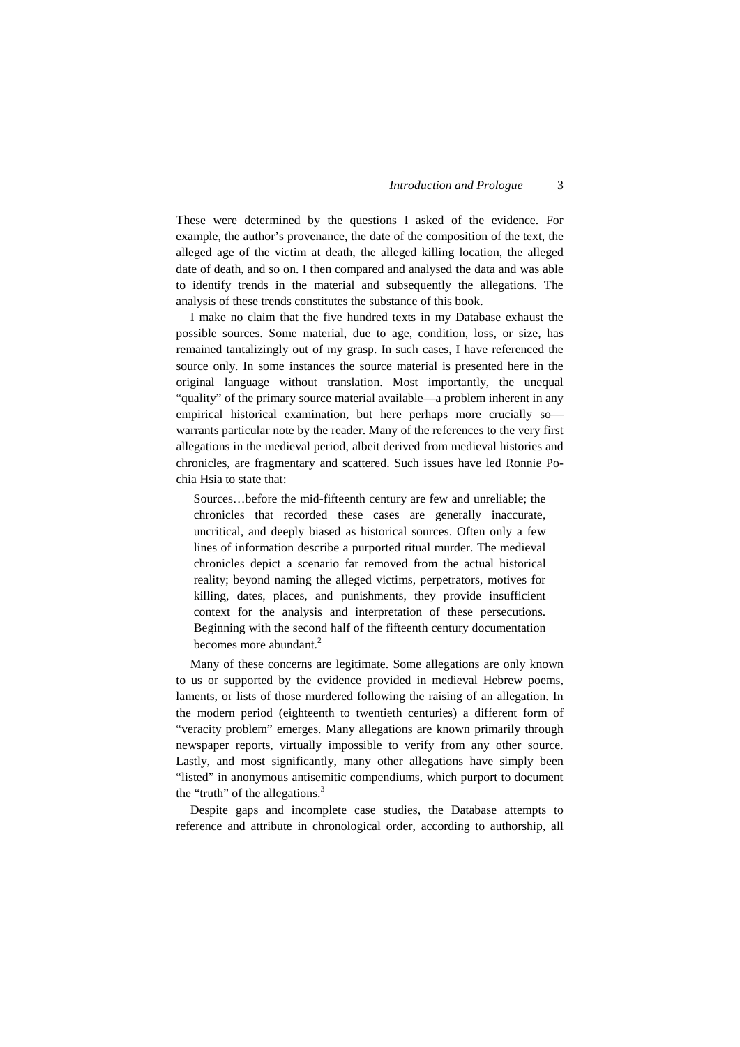These were determined by the questions I asked of the evidence. For example, the author's provenance, the date of the composition of the text, the alleged age of the victim at death, the alleged killing location, the alleged date of death, and so on. I then compared and analysed the data and was able to identify trends in the material and subsequently the allegations. The analysis of these trends constitutes the substance of this book.

I make no claim that the five hundred texts in my Database exhaust the possible sources. Some material, due to age, condition, loss, or size, has remained tantalizingly out of my grasp. In such cases, I have referenced the source only. In some instances the source material is presented here in the original language without translation. Most importantly, the unequal "quality" of the primary source material available—a problem inherent in any empirical historical examination, but here perhaps more crucially so—warrants particular note by the reader. Many of the references to the very first allegations in the medieval period, albeit derived from medieval histories and chronicles, are fragmentary and scattered. Such issues have led Ronnie Po-chia Hsia to state that:

> Sources…before the mid-fifteenth century are few and unreliable; the chronicles that recorded these cases are generally inaccurate, uncritical, and deeply biased as historical sources. Often only a few lines of information describe a purported ritual murder. The medieval chronicles depict a scenario far removed from the actual historical reality; beyond naming the alleged victims, perpetrators, motives for killing, dates, places, and punishments, they provide insufficient context for the analysis and interpretation of these persecutions. Beginning with the second half of the fifteenth century documentation becomes more abundant.[2]

Many of these concerns are legitimate. Some allegations are only known to us or supported by the evidence provided in medieval Hebrew poems, laments, or lists of those murdered following the raising of an allegation. In the modern period (eighteenth to twentieth centuries) a different form of "veracity problem" emerges. Many allegations are known primarily through newspaper reports, virtually impossible to verify from any other source. Lastly, and most significantly, many other allegations have simply been "listed" in anonymous antisemitic compendiums, which purport to document the "truth" of the allegations.[3]

Despite gaps and incomplete case studies, the Database attempts to reference and attribute in chronological order, according to authorship, all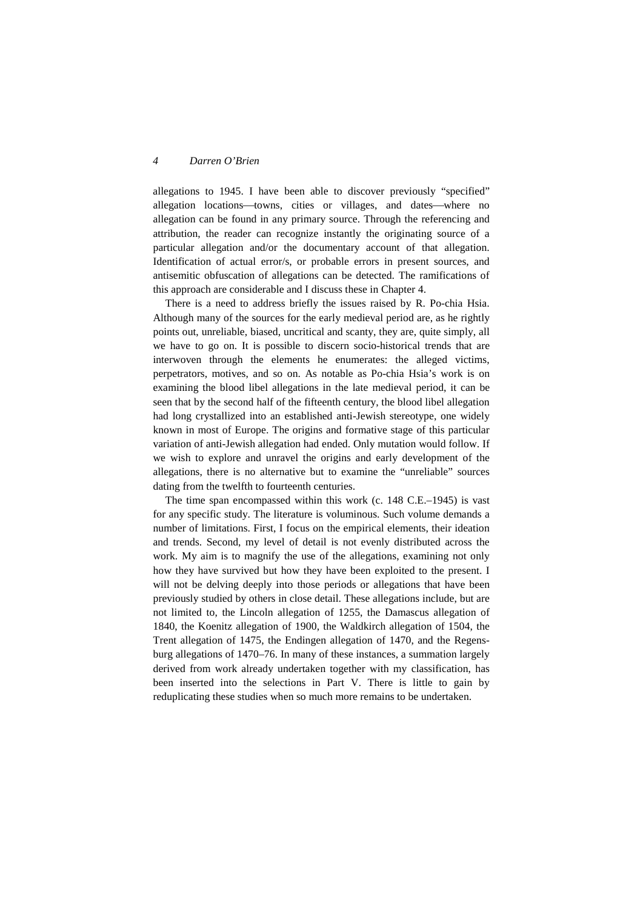allegations to 1945. I have been able to discover previously "specified" allegation locations—towns, cities or villages, and dates—where no allegation can be found in any primary source. Through the referencing and attribution, the reader can recognize instantly the originating source of a particular allegation and/or the documentary account of that allegation. Identification of actual error/s, or probable errors in present sources, and antisemitic obfuscation of allegations can be detected. The ramifications of this approach are considerable and I discuss these in Chapter 4.

There is a need to address briefly the issues raised by R. Po-chia Hsia. Although many of the sources for the early medieval period are, as he rightly points out, unreliable, biased, uncritical and scanty, they are, quite simply, all we have to go on. It is possible to discern socio-historical trends that are interwoven through the elements he enumerates: the alleged victims, perpetrators, motives, and so on. As notable as Po-chia Hsia's work is on examining the blood libel allegations in the late medieval period, it can be seen that by the second half of the fifteenth century, the blood libel allegation had long crystallized into an established anti-Jewish stereotype, one widely known in most of Europe. The origins and formative stage of this particular variation of anti-Jewish allegation had ended. Only mutation would follow. If we wish to explore and unravel the origins and early development of the allegations, there is no alternative but to examine the "unreliable" sources dating from the twelfth to fourteenth centuries.

The time span encompassed within this work (c. 148 C.E.–1945) is vast for any specific study. The literature is voluminous. Such volume demands a number of limitations. First, I focus on the empirical elements, their ideation and trends. Second, my level of detail is not evenly distributed across the work. My aim is to magnify the use of the allegations, examining not only how they have survived but how they have been exploited to the present. I will not be delving deeply into those periods or allegations that have been previously studied by others in close detail. These allegations include, but are not limited to, the Lincoln allegation of 1255, the Damascus allegation of 1840, the Koenitz allegation of 1900, the Waldkirch allegation of 1504, the Trent allegation of 1475, the Endingen allegation of 1470, and the Regensburg allegations of 1470–76. In many of these instances, a summation largely derived from work already undertaken together with my classification, has been inserted into the selections in Part V. There is little to gain by reduplicating these studies when so much more remains to be undertaken.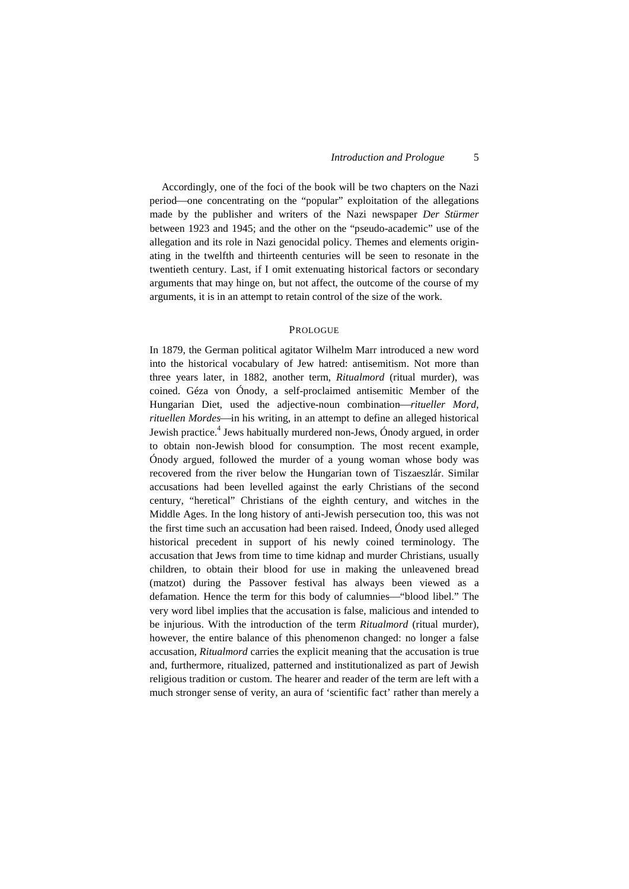Accordingly, one of the foci of the book will be two chapters on the Nazi period—one concentrating on the "popular" exploitation of the allegations made by the publisher and writers of the Nazi newspaper *Der Stürmer* between 1923 and 1945; and the other on the "pseudo-academic" use of the allegation and its role in Nazi genocidal policy. Themes and elements originating in the twelfth and thirteenth centuries will be seen to resonate in the twentieth century. Last, if I omit extenuating historical factors or secondary arguments that may hinge on, but not affect, the outcome of the course of my arguments, it is in an attempt to retain control of the size of the work.

## PROLOGUE

In 1879, the German political agitator Wilhelm Marr introduced a new word into the historical vocabulary of Jew hatred: antisemitism. Not more than three years later, in 1882, another term, *Ritualmord* (ritual murder), was coined. Géza von Ónody, a self-proclaimed antisemitic Member of the Hungarian Diet, used the adjective-noun combination—*ritueller Mord*, *rituellen Mordes*—in his writing, in an attempt to define an alleged historical Jewish practice.[4] Jews habitually murdered non-Jews, Ónody argued, in order to obtain non-Jewish blood for consumption. The most recent example, Ónody argued, followed the murder of a young woman whose body was recovered from the river below the Hungarian town of Tiszaeszlár. Similar accusations had been levelled against the early Christians of the second century, "heretical" Christians of the eighth century, and witches in the Middle Ages. In the long history of anti-Jewish persecution too, this was not the first time such an accusation had been raised. Indeed, Ónody used alleged historical precedent in support of his newly coined terminology. The accusation that Jews from time to time kidnap and murder Christians, usually children, to obtain their blood for use in making the unleavened bread (matzot) during the Passover festival has always been viewed as a defamation. Hence the term for this body of calumnies—"blood libel." The very word libel implies that the accusation is false, malicious and intended to be injurious. With the introduction of the term *Ritualmord* (ritual murder), however, the entire balance of this phenomenon changed: no longer a false accusation, *Ritualmord* carries the explicit meaning that the accusation is true and, furthermore, ritualized, patterned and institutionalized as part of Jewish religious tradition or custom. The hearer and reader of the term are left with a much stronger sense of verity, an aura of 'scientific fact' rather than merely a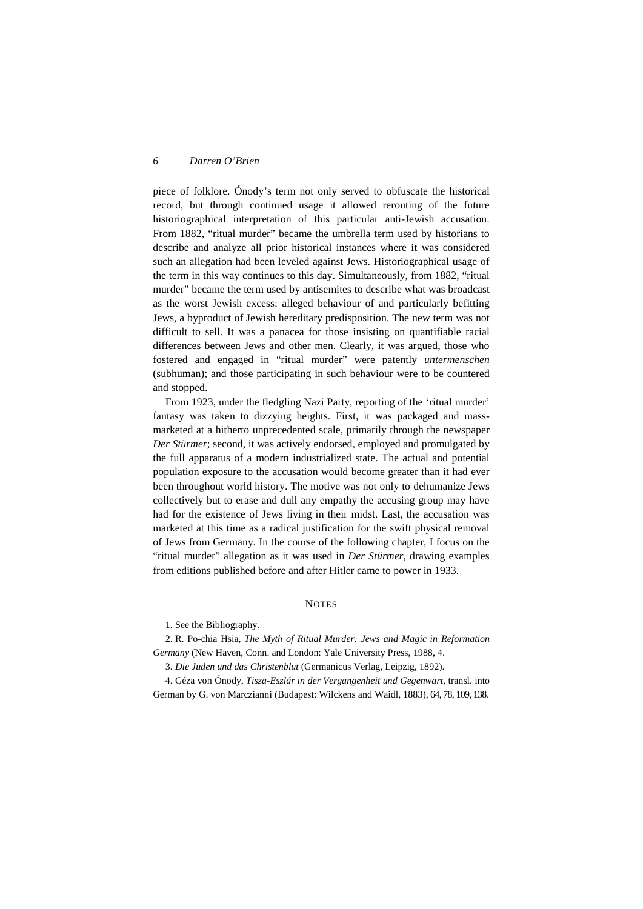piece of folklore. Ónody's term not only served to obfuscate the historical record, but through continued usage it allowed rerouting of the future historiographical interpretation of this particular anti-Jewish accusation. From 1882, "ritual murder" became the umbrella term used by historians to describe and analyze all prior historical instances where it was considered such an allegation had been leveled against Jews. Historiographical usage of the term in this way continues to this day. Simultaneously, from 1882, "ritual murder" became the term used by antisemites to describe what was broadcast as the worst Jewish excess: alleged behaviour of and particularly befitting Jews, a byproduct of Jewish hereditary predisposition. The new term was not difficult to sell. It was a panacea for those insisting on quantifiable racial differences between Jews and other men. Clearly, it was argued, those who fostered and engaged in "ritual murder" were patently *untermenschen* (subhuman); and those participating in such behaviour were to be countered and stopped.

From 1923, under the fledgling Nazi Party, reporting of the 'ritual murder' fantasy was taken to dizzying heights. First, it was packaged and mass-marketed at a hitherto unprecedented scale, primarily through the newspaper *Der Stürmer*; second, it was actively endorsed, employed and promulgated by the full apparatus of a modern industrialized state. The actual and potential population exposure to the accusation would become greater than it had ever been throughout world history. The motive was not only to dehumanize Jews collectively but to erase and dull any empathy the accusing group may have had for the existence of Jews living in their midst. Last, the accusation was marketed at this time as a radical justification for the swift physical removal of Jews from Germany. In the course of the following chapter, I focus on the "ritual murder" allegation as it was used in *Der Stürmer*, drawing examples from editions published before and after Hitler came to power in 1933.

## NOTES

1. See the Bibliography.

2. R. Po-chia Hsia, *The Myth of Ritual Murder: Jews and Magic in Reformation Germany* (New Haven, Conn. and London: Yale University Press, 1988, 4.

3. *Die Juden und das Christenblut* (Germanicus Verlag, Leipzig, 1892).

4. Géza von Ónody, *Tisza-Eszlár in der Vergangenheit und Gegenwart*, transl. into German by G. von Marczianni (Budapest: Wilckens and Waidl, 1883), 64, 78, 109, 138.